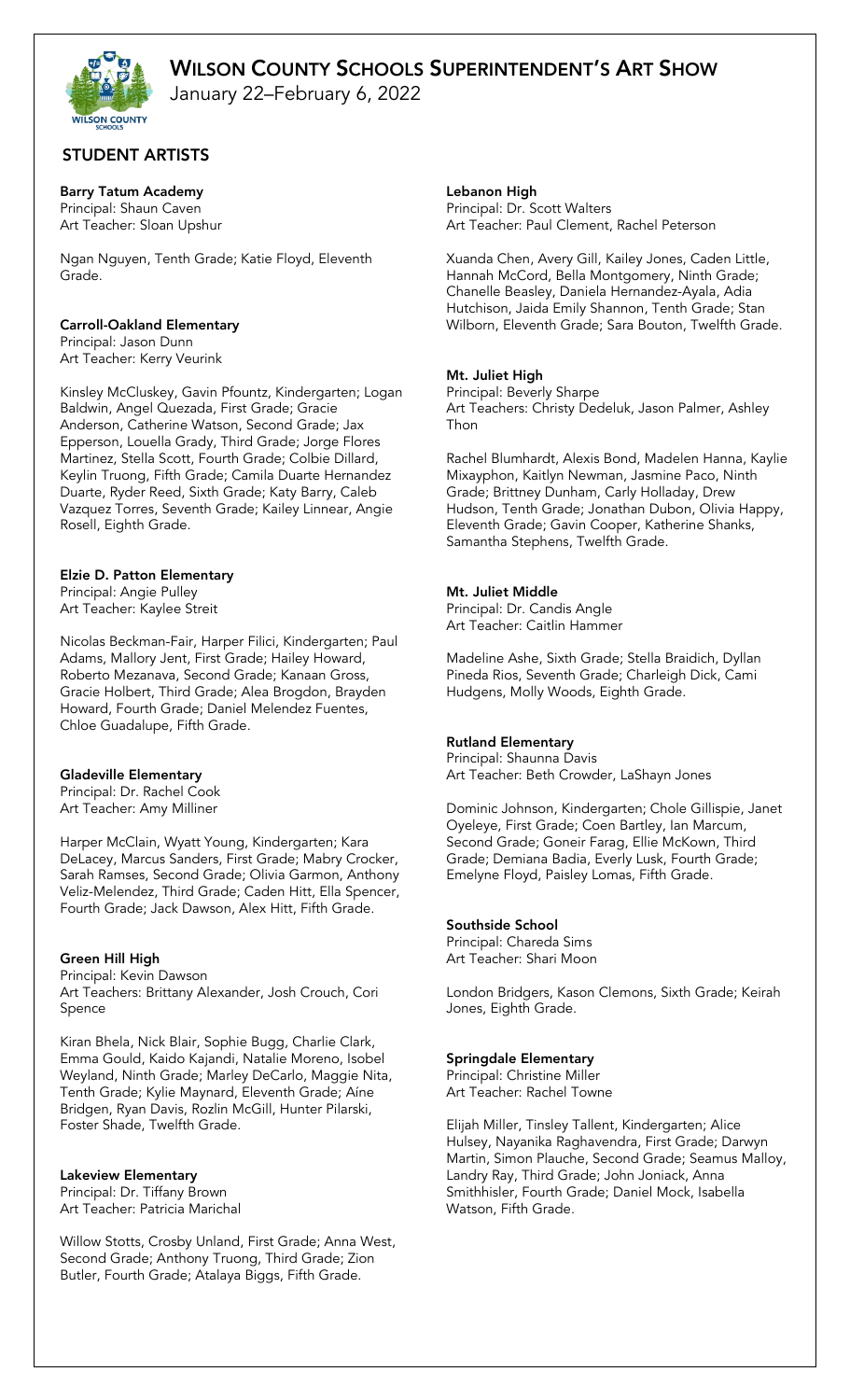# Wilson County Schools Superintendent's Art Show

January 22–February 6, 2022

## STUDENT ARTISTS

**Barry Tatum Academy**
Principal: Shaun Caven
Art Teacher: Sloan Upshur

Ngan Nguyen, Tenth Grade; Katie Floyd, Eleventh Grade.

**Carroll-Oakland Elementary**
Principal: Jason Dunn
Art Teacher: Kerry Veurink

Kinsley McCluskey, Gavin Pfountz, Kindergarten; Logan Baldwin, Angel Quezada, First Grade; Gracie Anderson, Catherine Watson, Second Grade; Jax Epperson, Louella Grady, Third Grade; Jorge Flores Martinez, Stella Scott, Fourth Grade; Colbie Dillard, Keylin Truong, Fifth Grade; Camila Duarte Hernandez Duarte, Ryder Reed, Sixth Grade; Katy Barry, Caleb Vazquez Torres, Seventh Grade; Kailey Linnear, Angie Rosell, Eighth Grade.

**Elzie D. Patton Elementary**
Principal: Angie Pulley
Art Teacher: Kaylee Streit

Nicolas Beckman-Fair, Harper Filici, Kindergarten; Paul Adams, Mallory Jent, First Grade; Hailey Howard, Roberto Mezanava, Second Grade; Kanaan Gross, Gracie Holbert, Third Grade; Alea Brogdon, Brayden Howard, Fourth Grade; Daniel Melendez Fuentes, Chloe Guadalupe, Fifth Grade.

**Gladeville Elementary**
Principal: Dr. Rachel Cook
Art Teacher: Amy Milliner

Harper McClain, Wyatt Young, Kindergarten; Kara DeLacey, Marcus Sanders, First Grade; Mabry Crocker, Sarah Ramses, Second Grade; Olivia Garmon, Anthony Veliz-Melendez, Third Grade; Caden Hitt, Ella Spencer, Fourth Grade; Jack Dawson, Alex Hitt, Fifth Grade.

**Green Hill High**
Principal: Kevin Dawson
Art Teachers: Brittany Alexander, Josh Crouch, Cori Spence

Kiran Bhela, Nick Blair, Sophie Bugg, Charlie Clark, Emma Gould, Kaido Kajandi, Natalie Moreno, Isobel Weyland, Ninth Grade; Marley DeCarlo, Maggie Nita, Tenth Grade; Kylie Maynard, Eleventh Grade; Aíne Bridgen, Ryan Davis, Rozlin McGill, Hunter Pilarski, Foster Shade, Twelfth Grade.

**Lakeview Elementary**
Principal: Dr. Tiffany Brown
Art Teacher: Patricia Marichal

Willow Stotts, Crosby Unland, First Grade; Anna West, Second Grade; Anthony Truong, Third Grade; Zion Butler, Fourth Grade; Atalaya Biggs, Fifth Grade.

**Lebanon High**
Principal: Dr. Scott Walters
Art Teacher: Paul Clement, Rachel Peterson

Xuanda Chen, Avery Gill, Kailey Jones, Caden Little, Hannah McCord, Bella Montgomery, Ninth Grade; Chanelle Beasley, Daniela Hernandez-Ayala, Adia Hutchison, Jaida Emily Shannon, Tenth Grade; Stan Wilborn, Eleventh Grade; Sara Bouton, Twelfth Grade.

**Mt. Juliet High**
Principal: Beverly Sharpe
Art Teachers: Christy Dedeluk, Jason Palmer, Ashley Thon

Rachel Blumhardt, Alexis Bond, Madelen Hanna, Kaylie Mixayphon, Kaitlyn Newman, Jasmine Paco, Ninth Grade; Brittney Dunham, Carly Holladay, Drew Hudson, Tenth Grade; Jonathan Dubon, Olivia Happy, Eleventh Grade; Gavin Cooper, Katherine Shanks, Samantha Stephens, Twelfth Grade.

**Mt. Juliet Middle**
Principal: Dr. Candis Angle
Art Teacher: Caitlin Hammer

Madeline Ashe, Sixth Grade; Stella Braidich, Dyllan Pineda Rios, Seventh Grade; Charleigh Dick, Cami Hudgens, Molly Woods, Eighth Grade.

**Rutland Elementary**
Principal: Shaunna Davis
Art Teacher: Beth Crowder, LaShayn Jones

Dominic Johnson, Kindergarten; Chole Gillispie, Janet Oyeleye, First Grade; Coen Bartley, Ian Marcum, Second Grade; Goneir Farag, Ellie McKown, Third Grade; Demiana Badia, Everly Lusk, Fourth Grade; Emelyne Floyd, Paisley Lomas, Fifth Grade.

**Southside School**
Principal: Chareda Sims
Art Teacher: Shari Moon

London Bridgers, Kason Clemons, Sixth Grade; Keirah Jones, Eighth Grade.

**Springdale Elementary**
Principal: Christine Miller
Art Teacher: Rachel Towne

Elijah Miller, Tinsley Tallent, Kindergarten; Alice Hulsey, Nayanika Raghavendra, First Grade; Darwyn Martin, Simon Plauche, Second Grade; Seamus Malloy, Landry Ray, Third Grade; John Joniack, Anna Smithhisler, Fourth Grade; Daniel Mock, Isabella Watson, Fifth Grade.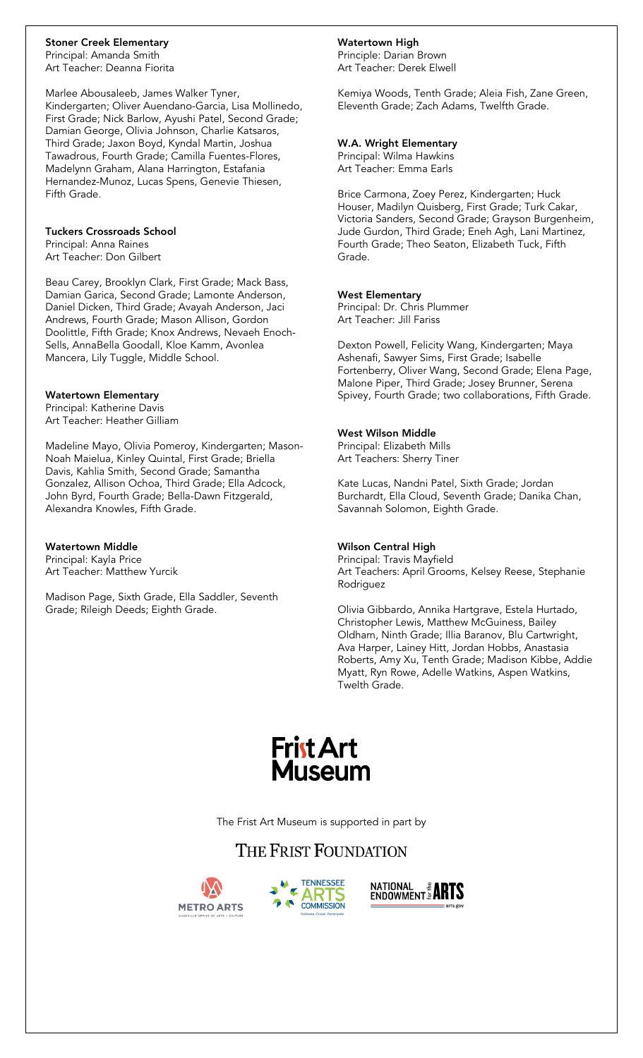**Stoner Creek Elementary**
Principal: Amanda Smith
Art Teacher: Deanna Fiorita

Marlee Abousaleeb, James Walker Tyner, Kindergarten; Oliver Auendano-Garcia, Lisa Mollinedo, First Grade; Nick Barlow, Ayushi Patel, Second Grade; Damian George, Olivia Johnson, Charlie Katsaros, Third Grade; Jaxon Boyd, Kyndal Martin, Joshua Tawadrous, Fourth Grade; Camilla Fuentes-Flores, Madelynn Graham, Alana Harrington, Estafania Hernandez-Munoz, Lucas Spens, Genevie Thiesen, Fifth Grade.

**Tuckers Crossroads School**
Principal: Anna Raines
Art Teacher: Don Gilbert

Beau Carey, Brooklyn Clark, First Grade; Mack Bass, Damian Garica, Second Grade; Lamonte Anderson, Daniel Dicken, Third Grade; Avayah Anderson, Jaci Andrews, Fourth Grade; Mason Allison, Gordon Doolittle, Fifth Grade; Knox Andrews, Nevaeh Enoch-Sells, AnnaBella Goodall, Kloe Kamm, Avonlea Mancera, Lily Tuggle, Middle School.

**Watertown Elementary**
Principal: Katherine Davis
Art Teacher: Heather Gilliam

Madeline Mayo, Olivia Pomeroy, Kindergarten; Mason-Noah Maielua, Kinley Quintal, First Grade; Briella Davis, Kahlia Smith, Second Grade; Samantha Gonzalez, Allison Ochoa, Third Grade; Ella Adcock, John Byrd, Fourth Grade; Bella-Dawn Fitzgerald, Alexandra Knowles, Fifth Grade.

**Watertown Middle**
Principal: Kayla Price
Art Teacher: Matthew Yurcik

Madison Page, Sixth Grade, Ella Saddler, Seventh Grade; Rileigh Deeds; Eighth Grade.

**Watertown High**
Principle: Darian Brown
Art Teacher: Derek Elwell

Kemiya Woods, Tenth Grade; Aleia Fish, Zane Green, Eleventh Grade; Zach Adams, Twelfth Grade.

**W.A. Wright Elementary**
Principal: Wilma Hawkins
Art Teacher: Emma Earls

Brice Carmona, Zoey Perez, Kindergarten; Huck Houser, Madilyn Quisberg, First Grade; Turk Cakar, Victoria Sanders, Second Grade; Grayson Burgenheim, Jude Gurdon, Third Grade; Eneh Agh, Lani Martinez, Fourth Grade; Theo Seaton, Elizabeth Tuck, Fifth Grade.

**West Elementary**
Principal: Dr. Chris Plummer
Art Teacher: Jill Fariss

Dexton Powell, Felicity Wang, Kindergarten; Maya Ashenafi, Sawyer Sims, First Grade; Isabelle Fortenberry, Oliver Wang, Second Grade; Elena Page, Malone Piper, Third Grade; Josey Brunner, Serena Spivey, Fourth Grade; two collaborations, Fifth Grade.

**West Wilson Middle**
Principal: Elizabeth Mills
Art Teachers: Sherry Tiner

Kate Lucas, Nandni Patel, Sixth Grade; Jordan Burchardt, Ella Cloud, Seventh Grade; Danika Chan, Savannah Solomon, Eighth Grade.

**Wilson Central High**
Principal: Travis Mayfield
Art Teachers: April Grooms, Kelsey Reese, Stephanie Rodriguez

Olivia Gibbardo, Annika Hartgrave, Estela Hurtado, Christopher Lewis, Matthew McGuiness, Bailey Oldham, Ninth Grade; Illia Baranov, Blu Cartwright, Ava Harper, Lainey Hitt, Jordan Hobbs, Anastasia Roberts, Amy Xu, Tenth Grade; Madison Kibbe, Addie Myatt, Ryn Rowe, Adelle Watkins, Aspen Watkins, Twelth Grade.

**Frist Art Museum**

The Frist Art Museum is supported in part by

THE FRIST FOUNDATION

METRO ARTS
TENNESSEE ARTS COMMISSION
NATIONAL ENDOWMENT for the ARTS